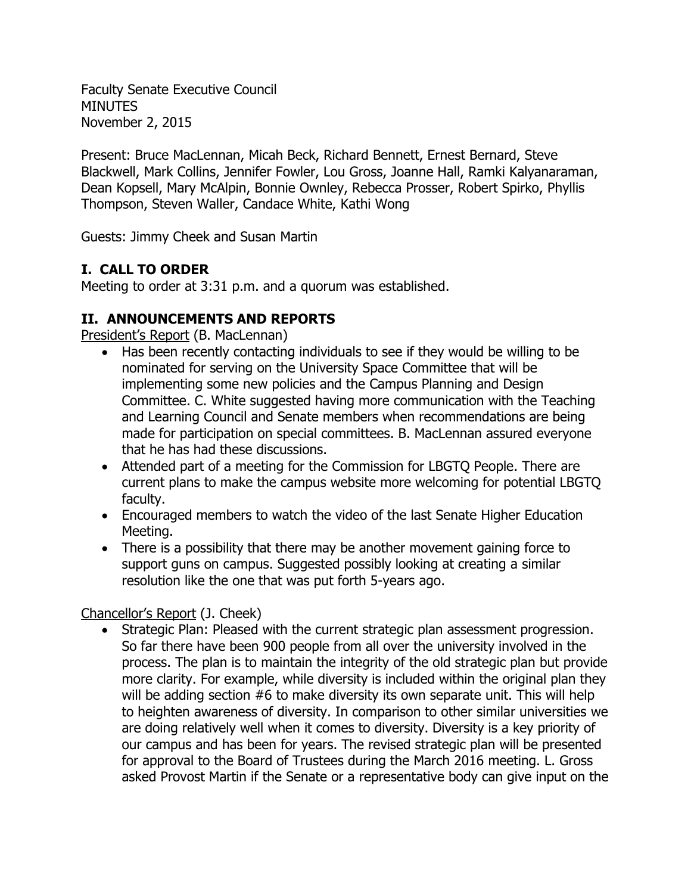Faculty Senate Executive Council
MINUTES
November 2, 2015

Present: Bruce MacLennan, Micah Beck, Richard Bennett, Ernest Bernard, Steve Blackwell, Mark Collins, Jennifer Fowler, Lou Gross, Joanne Hall, Ramki Kalyanaraman, Dean Kopsell, Mary McAlpin, Bonnie Ownley, Rebecca Prosser, Robert Spirko, Phyllis Thompson, Steven Waller, Candace White, Kathi Wong

Guests: Jimmy Cheek and Susan Martin

## I. CALL TO ORDER

Meeting to order at 3:31 p.m. and a quorum was established.

## II. ANNOUNCEMENTS AND REPORTS

President's Report (B. MacLennan)

- Has been recently contacting individuals to see if they would be willing to be nominated for serving on the University Space Committee that will be implementing some new policies and the Campus Planning and Design Committee. C. White suggested having more communication with the Teaching and Learning Council and Senate members when recommendations are being made for participation on special committees. B. MacLennan assured everyone that he has had these discussions.
- Attended part of a meeting for the Commission for LBGTQ People. There are current plans to make the campus website more welcoming for potential LBGTQ faculty.
- Encouraged members to watch the video of the last Senate Higher Education Meeting.
- There is a possibility that there may be another movement gaining force to support guns on campus. Suggested possibly looking at creating a similar resolution like the one that was put forth 5-years ago.

Chancellor's Report (J. Cheek)

- Strategic Plan: Pleased with the current strategic plan assessment progression. So far there have been 900 people from all over the university involved in the process. The plan is to maintain the integrity of the old strategic plan but provide more clarity. For example, while diversity is included within the original plan they will be adding section #6 to make diversity its own separate unit. This will help to heighten awareness of diversity. In comparison to other similar universities we are doing relatively well when it comes to diversity. Diversity is a key priority of our campus and has been for years. The revised strategic plan will be presented for approval to the Board of Trustees during the March 2016 meeting. L. Gross asked Provost Martin if the Senate or a representative body can give input on the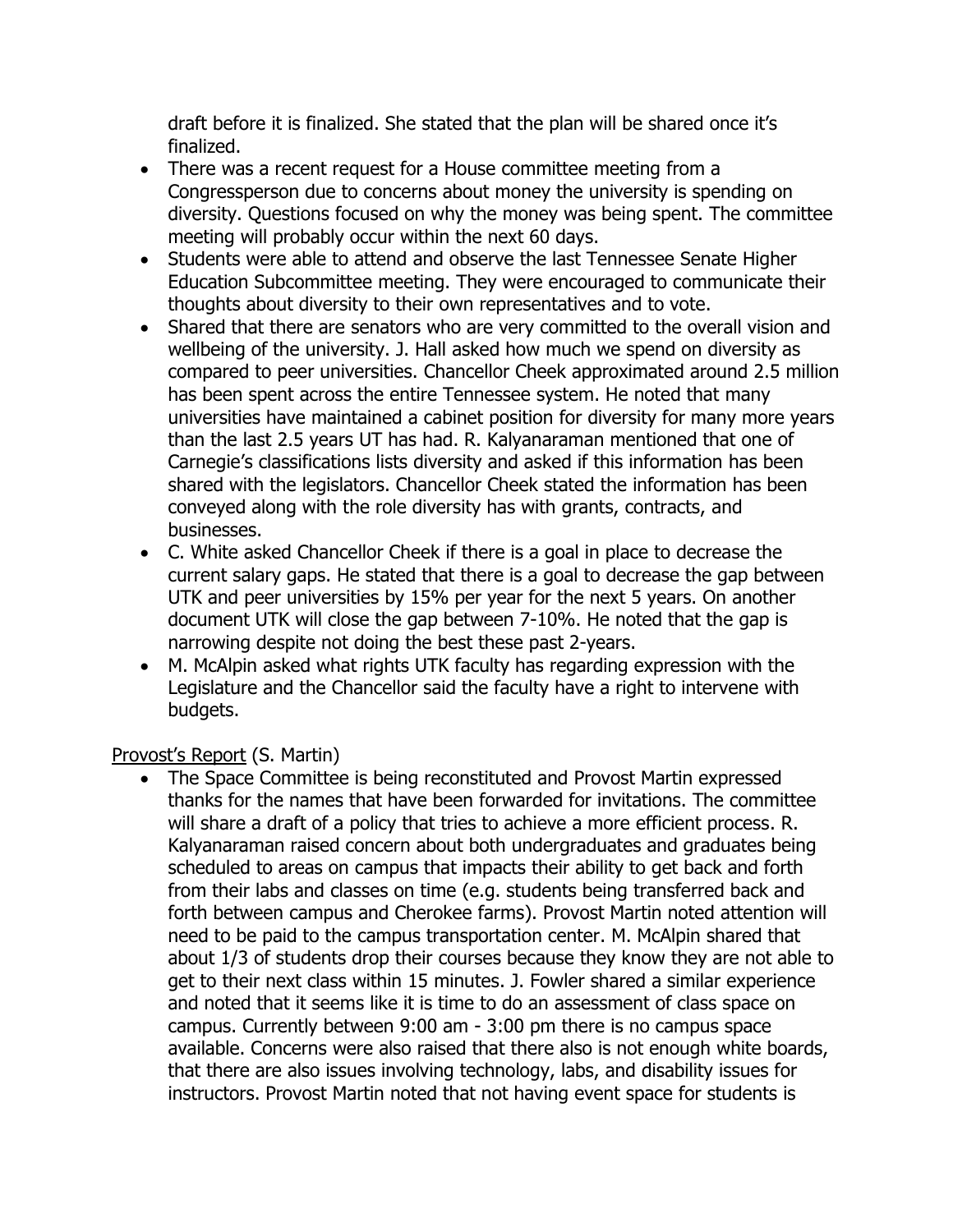draft before it is finalized. She stated that the plan will be shared once it's finalized.

- There was a recent request for a House committee meeting from a Congressperson due to concerns about money the university is spending on diversity. Questions focused on why the money was being spent. The committee meeting will probably occur within the next 60 days.
- Students were able to attend and observe the last Tennessee Senate Higher Education Subcommittee meeting. They were encouraged to communicate their thoughts about diversity to their own representatives and to vote.
- Shared that there are senators who are very committed to the overall vision and wellbeing of the university. J. Hall asked how much we spend on diversity as compared to peer universities. Chancellor Cheek approximated around 2.5 million has been spent across the entire Tennessee system. He noted that many universities have maintained a cabinet position for diversity for many more years than the last 2.5 years UT has had. R. Kalyanaraman mentioned that one of Carnegie's classifications lists diversity and asked if this information has been shared with the legislators. Chancellor Cheek stated the information has been conveyed along with the role diversity has with grants, contracts, and businesses.
- C. White asked Chancellor Cheek if there is a goal in place to decrease the current salary gaps. He stated that there is a goal to decrease the gap between UTK and peer universities by 15% per year for the next 5 years. On another document UTK will close the gap between 7-10%. He noted that the gap is narrowing despite not doing the best these past 2-years.
- M. McAlpin asked what rights UTK faculty has regarding expression with the Legislature and the Chancellor said the faculty have a right to intervene with budgets.

<u>Provost's Report</u> (S. Martin)

- The Space Committee is being reconstituted and Provost Martin expressed thanks for the names that have been forwarded for invitations. The committee will share a draft of a policy that tries to achieve a more efficient process. R. Kalyanaraman raised concern about both undergraduates and graduates being scheduled to areas on campus that impacts their ability to get back and forth from their labs and classes on time (e.g. students being transferred back and forth between campus and Cherokee farms). Provost Martin noted attention will need to be paid to the campus transportation center. M. McAlpin shared that about 1/3 of students drop their courses because they know they are not able to get to their next class within 15 minutes. J. Fowler shared a similar experience and noted that it seems like it is time to do an assessment of class space on campus. Currently between 9:00 am - 3:00 pm there is no campus space available. Concerns were also raised that there also is not enough white boards, that there are also issues involving technology, labs, and disability issues for instructors. Provost Martin noted that not having event space for students is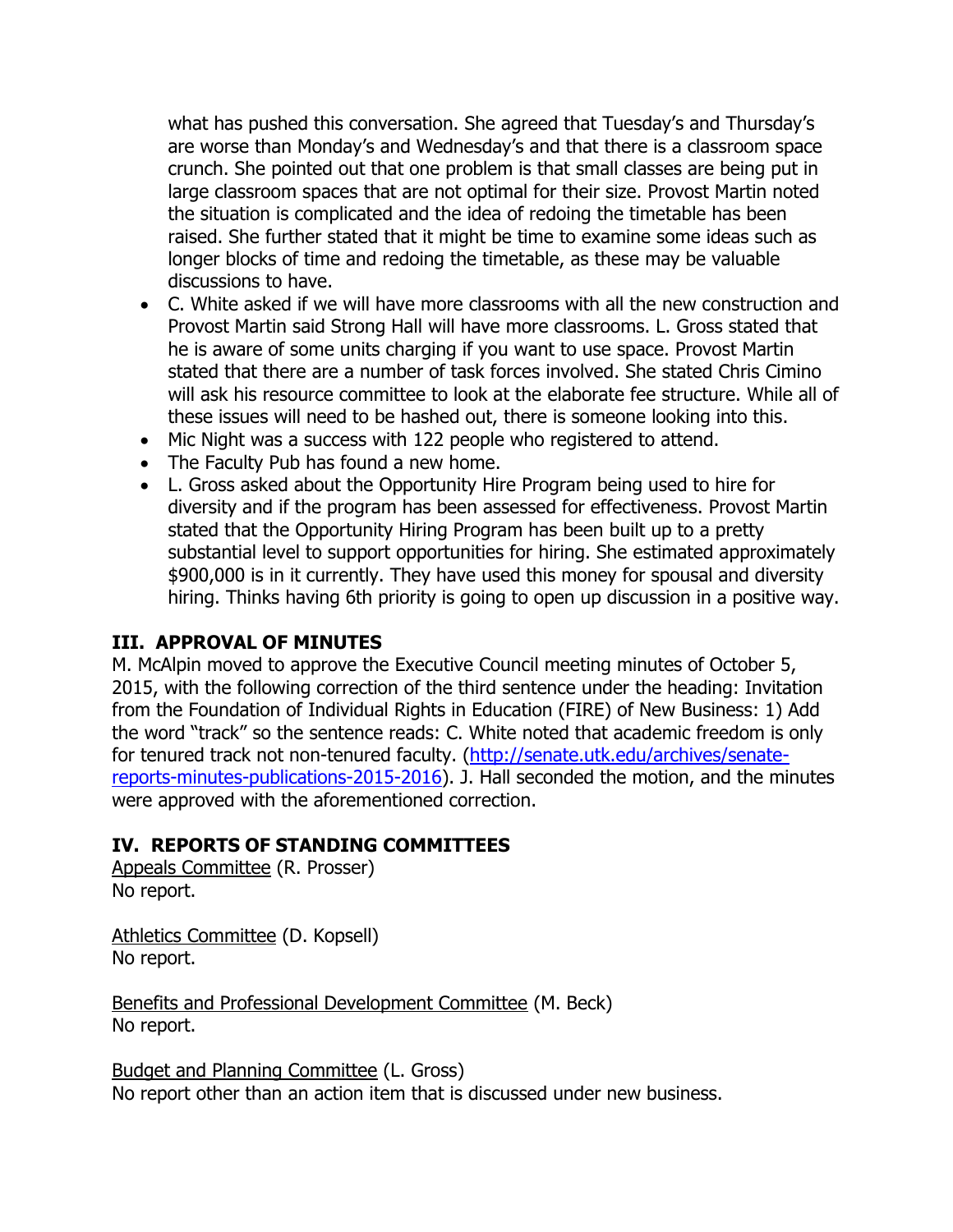what has pushed this conversation. She agreed that Tuesday's and Thursday's are worse than Monday's and Wednesday's and that there is a classroom space crunch. She pointed out that one problem is that small classes are being put in large classroom spaces that are not optimal for their size. Provost Martin noted the situation is complicated and the idea of redoing the timetable has been raised. She further stated that it might be time to examine some ideas such as longer blocks of time and redoing the timetable, as these may be valuable discussions to have.

- C. White asked if we will have more classrooms with all the new construction and Provost Martin said Strong Hall will have more classrooms. L. Gross stated that he is aware of some units charging if you want to use space. Provost Martin stated that there are a number of task forces involved. She stated Chris Cimino will ask his resource committee to look at the elaborate fee structure. While all of these issues will need to be hashed out, there is someone looking into this.
- Mic Night was a success with 122 people who registered to attend.
- The Faculty Pub has found a new home.
- L. Gross asked about the Opportunity Hire Program being used to hire for diversity and if the program has been assessed for effectiveness. Provost Martin stated that the Opportunity Hiring Program has been built up to a pretty substantial level to support opportunities for hiring. She estimated approximately $900,000 is in it currently. They have used this money for spousal and diversity hiring. Thinks having 6th priority is going to open up discussion in a positive way.

## III. APPROVAL OF MINUTES

M. McAlpin moved to approve the Executive Council meeting minutes of October 5, 2015, with the following correction of the third sentence under the heading: Invitation from the Foundation of Individual Rights in Education (FIRE) of New Business: 1) Add the word "track" so the sentence reads: C. White noted that academic freedom is only for tenured track not non-tenured faculty. (http://senate.utk.edu/archives/senate-reports-minutes-publications-2015-2016). J. Hall seconded the motion, and the minutes were approved with the aforementioned correction.

## IV. REPORTS OF STANDING COMMITTEES

Appeals Committee (R. Prosser)
No report.

Athletics Committee (D. Kopsell)
No report.

Benefits and Professional Development Committee (M. Beck)
No report.

Budget and Planning Committee (L. Gross)
No report other than an action item that is discussed under new business.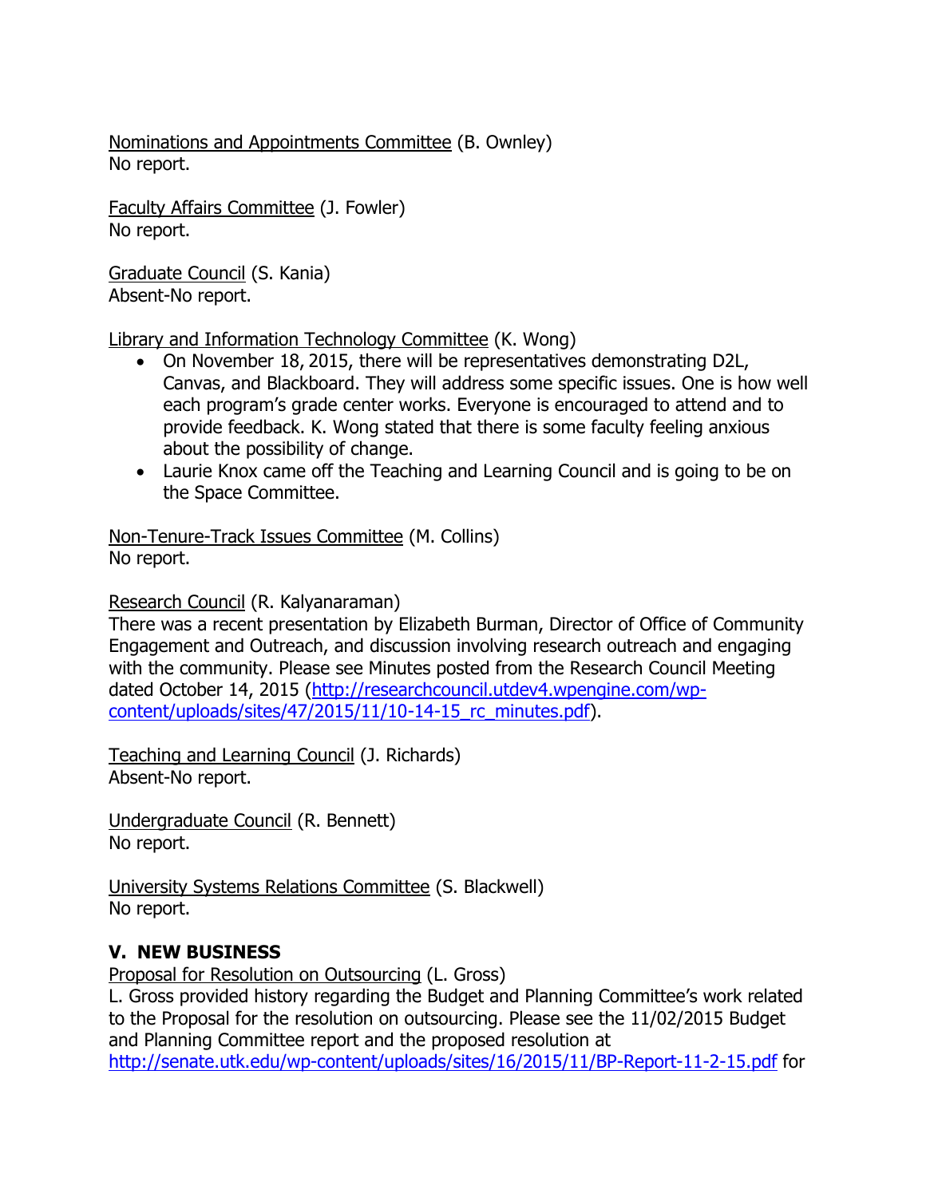Nominations and Appointments Committee (B. Ownley)
No report.

Faculty Affairs Committee (J. Fowler)
No report.

Graduate Council (S. Kania)
Absent-No report.

Library and Information Technology Committee (K. Wong)

- On November 18, 2015, there will be representatives demonstrating D2L, Canvas, and Blackboard. They will address some specific issues. One is how well each program's grade center works. Everyone is encouraged to attend and to provide feedback. K. Wong stated that there is some faculty feeling anxious about the possibility of change.
- Laurie Knox came off the Teaching and Learning Council and is going to be on the Space Committee.

Non-Tenure-Track Issues Committee (M. Collins)
No report.

Research Council (R. Kalyanaraman)
There was a recent presentation by Elizabeth Burman, Director of Office of Community Engagement and Outreach, and discussion involving research outreach and engaging with the community. Please see Minutes posted from the Research Council Meeting dated October 14, 2015 (http://researchcouncil.utdev4.wpengine.com/wp-content/uploads/sites/47/2015/11/10-14-15_rc_minutes.pdf).

Teaching and Learning Council (J. Richards)
Absent-No report.

Undergraduate Council (R. Bennett)
No report.

University Systems Relations Committee (S. Blackwell)
No report.

## V. NEW BUSINESS

Proposal for Resolution on Outsourcing (L. Gross)
L. Gross provided history regarding the Budget and Planning Committee's work related to the Proposal for the resolution on outsourcing. Please see the 11/02/2015 Budget and Planning Committee report and the proposed resolution at http://senate.utk.edu/wp-content/uploads/sites/16/2015/11/BP-Report-11-2-15.pdf for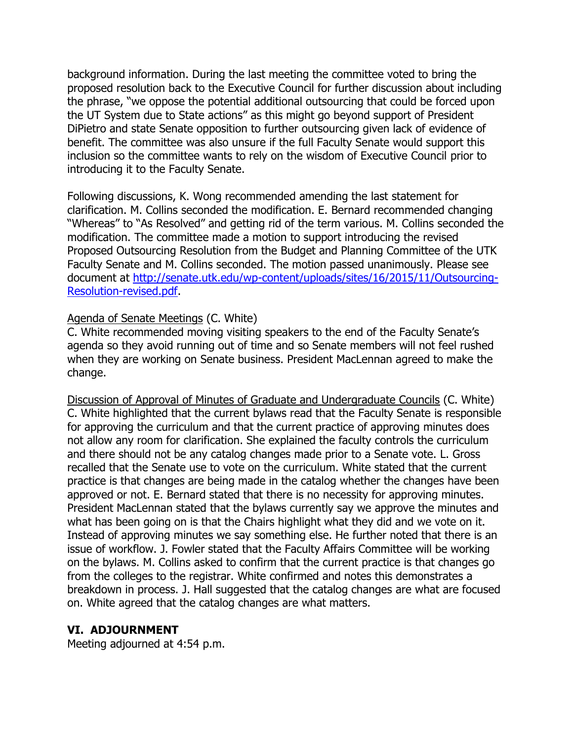background information. During the last meeting the committee voted to bring the proposed resolution back to the Executive Council for further discussion about including the phrase, "we oppose the potential additional outsourcing that could be forced upon the UT System due to State actions" as this might go beyond support of President DiPietro and state Senate opposition to further outsourcing given lack of evidence of benefit. The committee was also unsure if the full Faculty Senate would support this inclusion so the committee wants to rely on the wisdom of Executive Council prior to introducing it to the Faculty Senate.

Following discussions, K. Wong recommended amending the last statement for clarification. M. Collins seconded the modification. E. Bernard recommended changing "Whereas" to "As Resolved" and getting rid of the term various. M. Collins seconded the modification. The committee made a motion to support introducing the revised Proposed Outsourcing Resolution from the Budget and Planning Committee of the UTK Faculty Senate and M. Collins seconded. The motion passed unanimously. Please see document at [http://senate.utk.edu/wp-content/uploads/sites/16/2015/11/Outsourcing-Resolution-revised.pdf](http://senate.utk.edu/wp-content/uploads/sites/16/2015/11/Outsourcing-Resolution-revised.pdf).

<u>Agenda of Senate Meetings</u> (C. White)
C. White recommended moving visiting speakers to the end of the Faculty Senate's agenda so they avoid running out of time and so Senate members will not feel rushed when they are working on Senate business. President MacLennan agreed to make the change.

<u>Discussion of Approval of Minutes of Graduate and Undergraduate Councils</u> (C. White)
C. White highlighted that the current bylaws read that the Faculty Senate is responsible for approving the curriculum and that the current practice of approving minutes does not allow any room for clarification. She explained the faculty controls the curriculum and there should not be any catalog changes made prior to a Senate vote. L. Gross recalled that the Senate use to vote on the curriculum. White stated that the current practice is that changes are being made in the catalog whether the changes have been approved or not. E. Bernard stated that there is no necessity for approving minutes. President MacLennan stated that the bylaws currently say we approve the minutes and what has been going on is that the Chairs highlight what they did and we vote on it. Instead of approving minutes we say something else. He further noted that there is an issue of workflow. J. Fowler stated that the Faculty Affairs Committee will be working on the bylaws. M. Collins asked to confirm that the current practice is that changes go from the colleges to the registrar. White confirmed and notes this demonstrates a breakdown in process. J. Hall suggested that the catalog changes are what are focused on. White agreed that the catalog changes are what matters.

## VI. ADJOURNMENT

Meeting adjourned at 4:54 p.m.